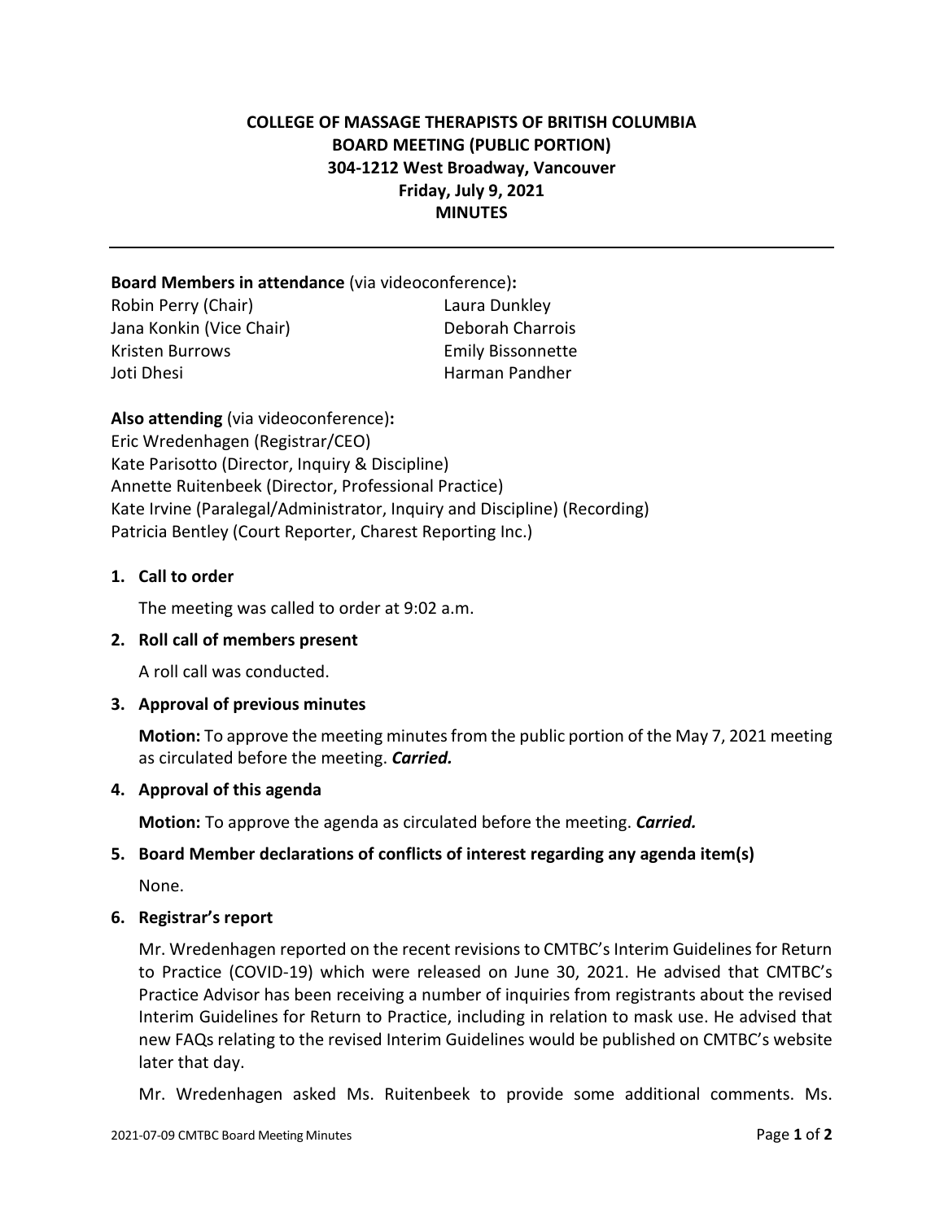# COLLEGE OF MASSAGE THERAPISTS OF BRITISH COLUMBIA
## BOARD MEETING (PUBLIC PORTION)
### 304-1212 West Broadway, Vancouver
### Friday, July 9, 2021
### MINUTES

---

**Board Members in attendance** (via videoconference)**:**

Robin Perry (Chair)
Jana Konkin (Vice Chair)
Kristen Burrows
Joti Dhesi
Laura Dunkley
Deborah Charrois
Emily Bissonnette
Harman Pandher

**Also attending** (via videoconference)**:**

Eric Wredenhagen (Registrar/CEO)
Kate Parisotto (Director, Inquiry & Discipline)
Annette Ruitenbeek (Director, Professional Practice)
Kate Irvine (Paralegal/Administrator, Inquiry and Discipline) (Recording)
Patricia Bentley (Court Reporter, Charest Reporting Inc.)

**1. Call to order**

The meeting was called to order at 9:02 a.m.

**2. Roll call of members present**

A roll call was conducted.

**3. Approval of previous minutes**

**Motion:** To approve the meeting minutes from the public portion of the May 7, 2021 meeting as circulated before the meeting. ***Carried.***

**4. Approval of this agenda**

**Motion:** To approve the agenda as circulated before the meeting. ***Carried.***

**5. Board Member declarations of conflicts of interest regarding any agenda item(s)**

None.

**6. Registrar's report**

Mr. Wredenhagen reported on the recent revisions to CMTBC's Interim Guidelines for Return to Practice (COVID-19) which were released on June 30, 2021. He advised that CMTBC's Practice Advisor has been receiving a number of inquiries from registrants about the revised Interim Guidelines for Return to Practice, including in relation to mask use. He advised that new FAQs relating to the revised Interim Guidelines would be published on CMTBC's website later that day.

Mr. Wredenhagen asked Ms. Ruitenbeek to provide some additional comments. Ms.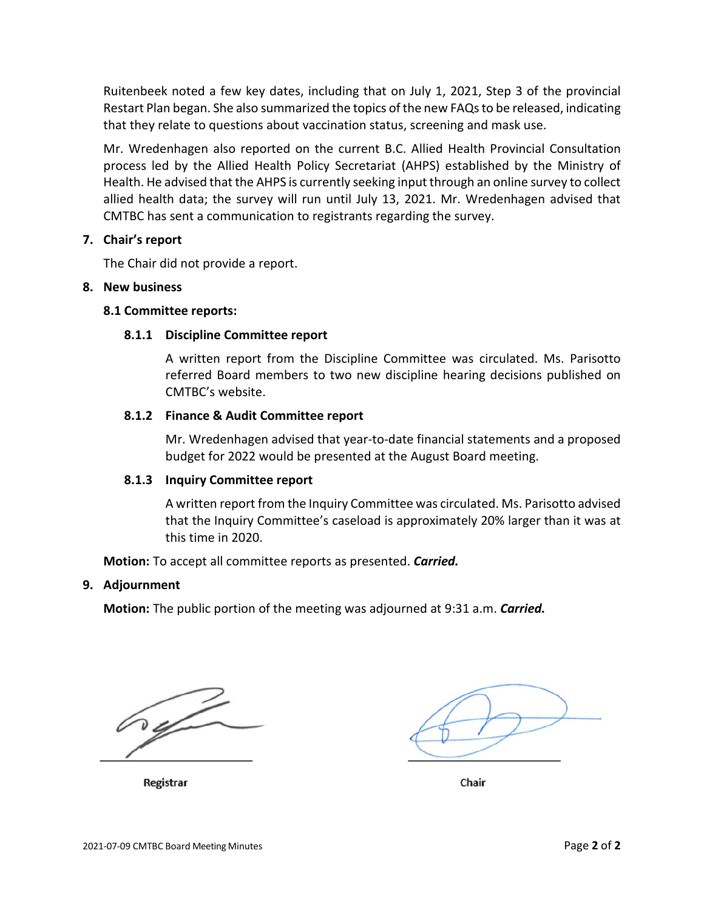Ruitenbeek noted a few key dates, including that on July 1, 2021, Step 3 of the provincial Restart Plan began. She also summarized the topics of the new FAQs to be released, indicating that they relate to questions about vaccination status, screening and mask use.

Mr. Wredenhagen also reported on the current B.C. Allied Health Provincial Consultation process led by the Allied Health Policy Secretariat (AHPS) established by the Ministry of Health. He advised that the AHPS is currently seeking input through an online survey to collect allied health data; the survey will run until July 13, 2021. Mr. Wredenhagen advised that CMTBC has sent a communication to registrants regarding the survey.

**7. Chair's report**

The Chair did not provide a report.

**8. New business**

**8.1 Committee reports:**

**8.1.1 Discipline Committee report**

A written report from the Discipline Committee was circulated. Ms. Parisotto referred Board members to two new discipline hearing decisions published on CMTBC's website.

**8.1.2 Finance & Audit Committee report**

Mr. Wredenhagen advised that year-to-date financial statements and a proposed budget for 2022 would be presented at the August Board meeting.

**8.1.3 Inquiry Committee report**

A written report from the Inquiry Committee was circulated. Ms. Parisotto advised that the Inquiry Committee's caseload is approximately 20% larger than it was at this time in 2020.

**Motion:** To accept all committee reports as presented. ***Carried.***

**9. Adjournment**

**Motion:** The public portion of the meeting was adjourned at 9:31 a.m. ***Carried.***

Registrar

Chair